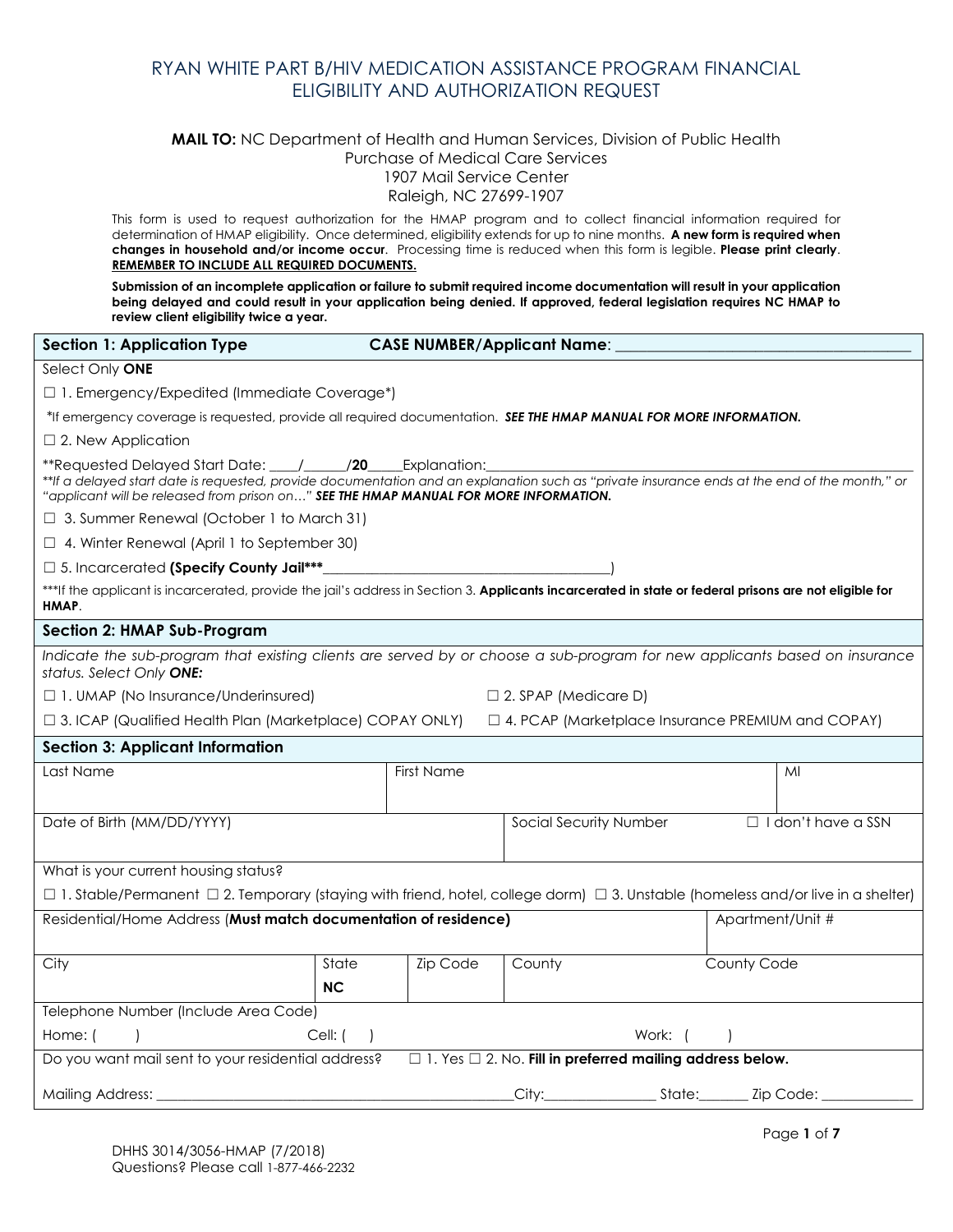# RYAN WHITE PART B/HIV MEDICATION ASSISTANCE PROGRAM FINANCIAL ELIGIBILITY AND AUTHORIZATION REQUEST

**MAIL TO:** NC Department of Health and Human Services, Division of Public Health
Purchase of Medical Care Services
1907 Mail Service Center
Raleigh, NC 27699-1907

This form is used to request authorization for the HMAP program and to collect financial information required for determination of HMAP eligibility. Once determined, eligibility extends for up to nine months. **A new form is required when changes in household and/or income occur**. Processing time is reduced when this form is legible. **Please print clearly**. **REMEMBER TO INCLUDE ALL REQUIRED DOCUMENTS.**

**Submission of an incomplete application or failure to submit required income documentation will result in your application being delayed and could result in your application being denied. If approved, federal legislation requires NC HMAP to review client eligibility twice a year.**

## Section 1: Application Type CASE NUMBER/Applicant Name: ______________________________

Select Only **ONE**

☐ 1. Emergency/Expedited (Immediate Coverage*)

*If emergency coverage is requested, provide all required documentation. ***SEE THE HMAP MANUAL FOR MORE INFORMATION.***

☐ 2. New Application

**Requested Delayed Start Date: ____/______/**20**____Explanation:______________________________

*\*\*If a delayed start date is requested, provide documentation and an explanation such as "private insurance ends at the end of the month," or "applicant will be released from prison on…"* ***SEE THE HMAP MANUAL FOR MORE INFORMATION.***

☐ 3. Summer Renewal (October 1 to March 31)

☐ 4. Winter Renewal (April 1 to September 30)

☐ 5. Incarcerated **(Specify County Jail***______________________________)

***If the applicant is incarcerated, provide the jail's address in Section 3. **Applicants incarcerated in state or federal prisons are not eligible for HMAP**.

## Section 2: HMAP Sub-Program

*Indicate the sub-program that existing clients are served by or choose a sub-program for new applicants based on insurance status. Select Only **ONE:***

☐ 1. UMAP (No Insurance/Underinsured)

☐ 2. SPAP (Medicare D)

☐ 3. ICAP (Qualified Health Plan (Marketplace) COPAY ONLY)

☐ 4. PCAP (Marketplace Insurance PREMIUM and COPAY)

## Section 3: Applicant Information

| Last Name | First Name | MI |
|---|---|---|
| | | |

| Date of Birth (MM/DD/YYYY) | Social Security Number ☐ I don't have a SSN |
|---|---|
| | |

What is your current housing status?

☐ 1. Stable/Permanent ☐ 2. Temporary (staying with friend, hotel, college dorm) ☐ 3. Unstable (homeless and/or live in a shelter)

| Residential/Home Address (**Must match documentation of residence**) | Apartment/Unit # |
|---|---|
| | |

| City | State | Zip Code | County | County Code |
|---|---|---|---|---|
| | **NC** | | | |

Telephone Number (Include Area Code)

Home: ( ) Cell: ( ) Work: ( )

Do you want mail sent to your residential address? ☐ 1. Yes ☐ 2. No. **Fill in preferred mailing address below.**

Mailing Address: ______________________________City:_______________ State:_______ Zip Code: ____________

DHHS 3014/3056-HMAP (7/2018)
Questions? Please call 1-877-466-2232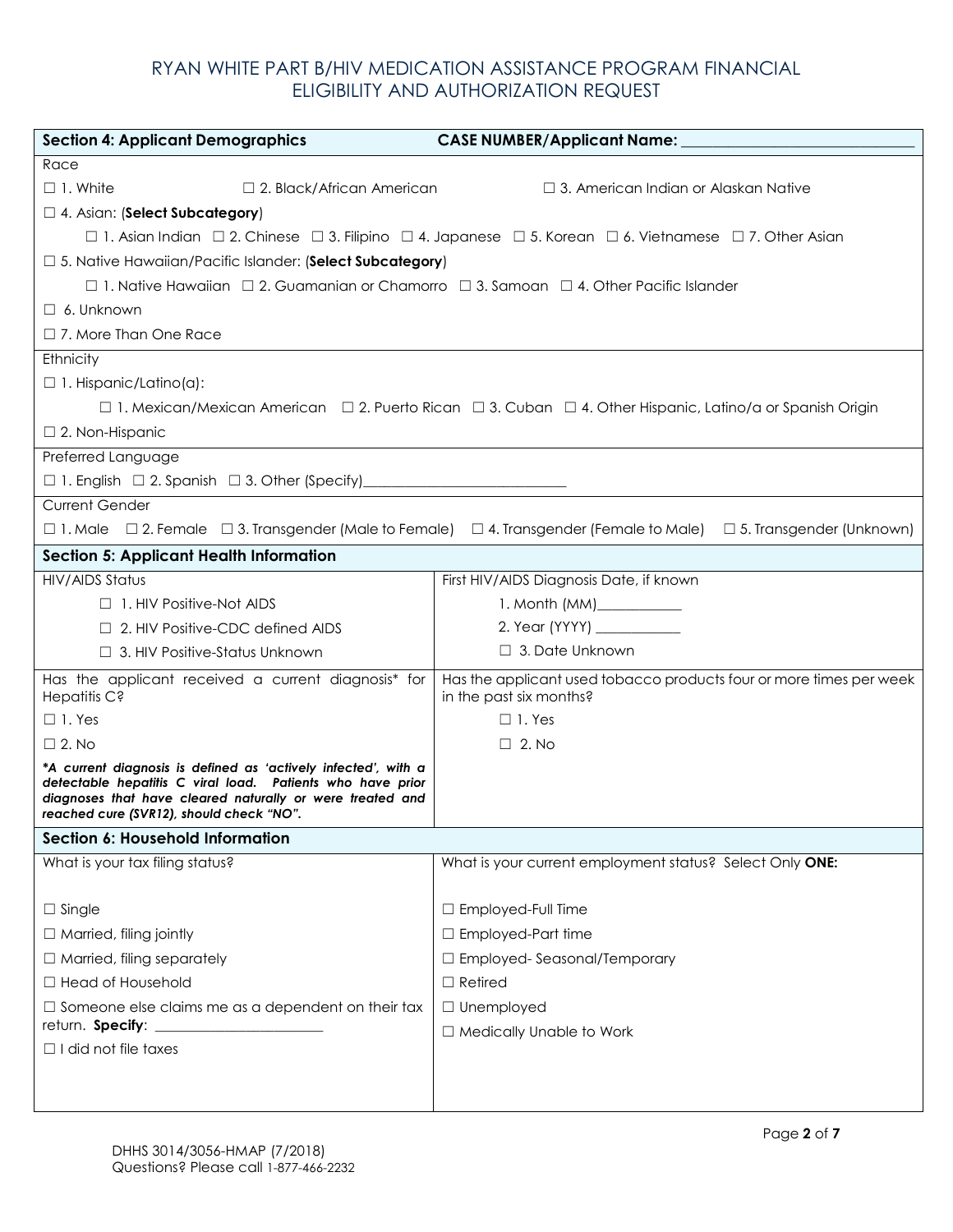# RYAN WHITE PART B/HIV MEDICATION ASSISTANCE PROGRAM FINANCIAL ELIGIBILITY AND AUTHORIZATION REQUEST

## Section 4: Applicant Demographics

**CASE NUMBER/Applicant Name:** ______________________________

**Race**

☐ 1. White ☐ 2. Black/African American ☐ 3. American Indian or Alaskan Native

☐ 4. Asian: (**Select Subcategory**)

- ☐ 1. Asian Indian ☐ 2. Chinese ☐ 3. Filipino ☐ 4. Japanese ☐ 5. Korean ☐ 6. Vietnamese ☐ 7. Other Asian

☐ 5. Native Hawaiian/Pacific Islander: (**Select Subcategory**)

- ☐ 1. Native Hawaiian ☐ 2. Guamanian or Chamorro ☐ 3. Samoan ☐ 4. Other Pacific Islander

☐ 6. Unknown

☐ 7. More Than One Race

**Ethnicity**

☐ 1. Hispanic/Latino(a):

- ☐ 1. Mexican/Mexican American ☐ 2. Puerto Rican ☐ 3. Cuban ☐ 4. Other Hispanic, Latino/a or Spanish Origin

☐ 2. Non-Hispanic

**Preferred Language**

☐ 1. English ☐ 2. Spanish ☐ 3. Other (Specify)___________________________

**Current Gender**

☐ 1. Male ☐ 2. Female ☐ 3. Transgender (Male to Female) ☐ 4. Transgender (Female to Male) ☐ 5. Transgender (Unknown)

## Section 5: Applicant Health Information

| HIV/AIDS Status | First HIV/AIDS Diagnosis Date, if known |
|---|---|
| ☐ 1. HIV Positive-Not AIDS | 1. Month (MM)___________ |
| ☐ 2. HIV Positive-CDC defined AIDS | 2. Year (YYYY) ___________ |
| ☐ 3. HIV Positive-Status Unknown | ☐ 3. Date Unknown |

| Has the applicant received a current diagnosis* for Hepatitis C? | Has the applicant used tobacco products four or more times per week in the past six months? |
|---|---|
| ☐ 1. Yes | ☐ 1. Yes |
| ☐ 2. No | ☐ 2. No |
| ***A current diagnosis is defined as 'actively infected', with a detectable hepatitis C viral load. Patients who have prior diagnoses that have cleared naturally or were treated and reached cure (SVR12), should check "NO".*** | |

## Section 6: Household Information

| What is your tax filing status? | What is your current employment status? Select Only **ONE:** |
|---|---|
| ☐ Single | ☐ Employed-Full Time |
| ☐ Married, filing jointly | ☐ Employed-Part time |
| ☐ Married, filing separately | ☐ Employed- Seasonal/Temporary |
| ☐ Head of Household | ☐ Retired |
| ☐ Someone else claims me as a dependent on their tax return. **Specify**: ______________________ | ☐ Unemployed |
| ☐ I did not file taxes | ☐ Medically Unable to Work |

DHHS 3014/3056-HMAP (7/2018)
Questions? Please call 1-877-466-2232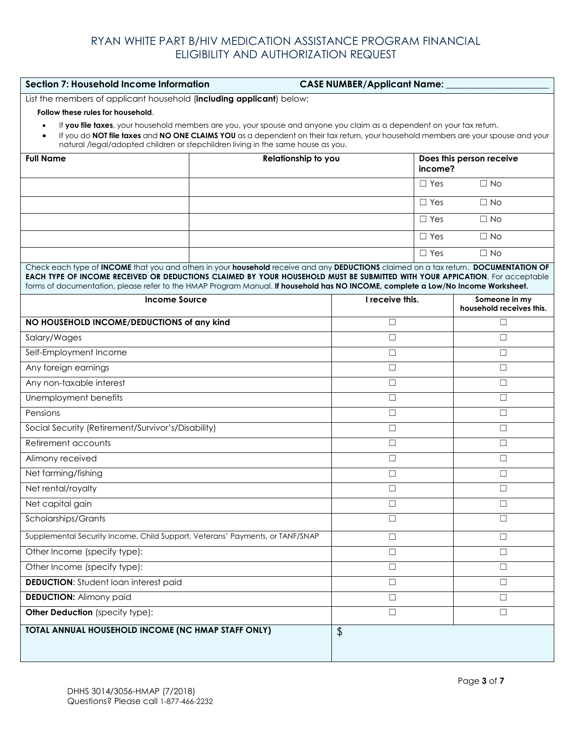# RYAN WHITE PART B/HIV MEDICATION ASSISTANCE PROGRAM FINANCIAL ELIGIBILITY AND AUTHORIZATION REQUEST

**Section 7: Household Income Information** **CASE NUMBER/Applicant Name:** ______________________

List the members of applicant household (**including applicant**) below:

**Follow these rules for household**.

- If **you file taxes**, your household members are you, your spouse and anyone you claim as a dependent on your tax return.
- If you do **NOT file taxes** and **NO ONE CLAIMS YOU** as a dependent on their tax return, your household members are your spouse and your natural /legal/adopted children or stepchildren living in the same house as you.

| Full Name | Relationship to you | Does this person receive income? | |
|---|---|---|---|
| | | ☐ Yes | ☐ No |
| | | ☐ Yes | ☐ No |
| | | ☐ Yes | ☐ No |
| | | ☐ Yes | ☐ No |
| | | ☐ Yes | ☐ No |

Check each type of **INCOME** that you and others in your **household** receive and any **DEDUCTIONS** claimed on a tax return. **DOCUMENTATION OF EACH TYPE OF INCOME RECEIVED OR DEDUCTIONS CLAIMED BY YOUR HOUSEHOLD MUST BE SUBMITTED WITH YOUR APPICATION**. For acceptable forms of documentation, please refer to the HMAP Program Manual. **If household has NO INCOME, complete a Low/No Income Worksheet.**

| Income Source | I receive this. | Someone in my household receives this. |
|---|---|---|
| **NO HOUSEHOLD INCOME/DEDUCTIONS of any kind** | ☐ | ☐ |
| Salary/Wages | ☐ | ☐ |
| Self-Employment Income | ☐ | ☐ |
| Any foreign earnings | ☐ | ☐ |
| Any non-taxable interest | ☐ | ☐ |
| Unemployment benefits | ☐ | ☐ |
| Pensions | ☐ | ☐ |
| Social Security (Retirement/Survivor's/Disability) | ☐ | ☐ |
| Retirement accounts | ☐ | ☐ |
| Alimony received | ☐ | ☐ |
| Net farming/fishing | ☐ | ☐ |
| Net rental/royalty | ☐ | ☐ |
| Net capital gain | ☐ | ☐ |
| Scholarships/Grants | ☐ | ☐ |
| Supplemental Security Income, Child Support, Veterans' Payments, or TANF/SNAP | ☐ | ☐ |
| Other Income (specify type): | ☐ | ☐ |
| Other Income (specify type): | ☐ | ☐ |
| **DEDUCTION**: Student loan interest paid | ☐ | ☐ |
| **DEDUCTION:** Alimony paid | ☐ | ☐ |
| **Other Deduction** (specify type): | ☐ | ☐ |
| **TOTAL ANNUAL HOUSEHOLD INCOME (NC HMAP STAFF ONLY)** | $ | |

DHHS 3014/3056-HMAP (7/2018)
Questions? Please call 1-877-466-2232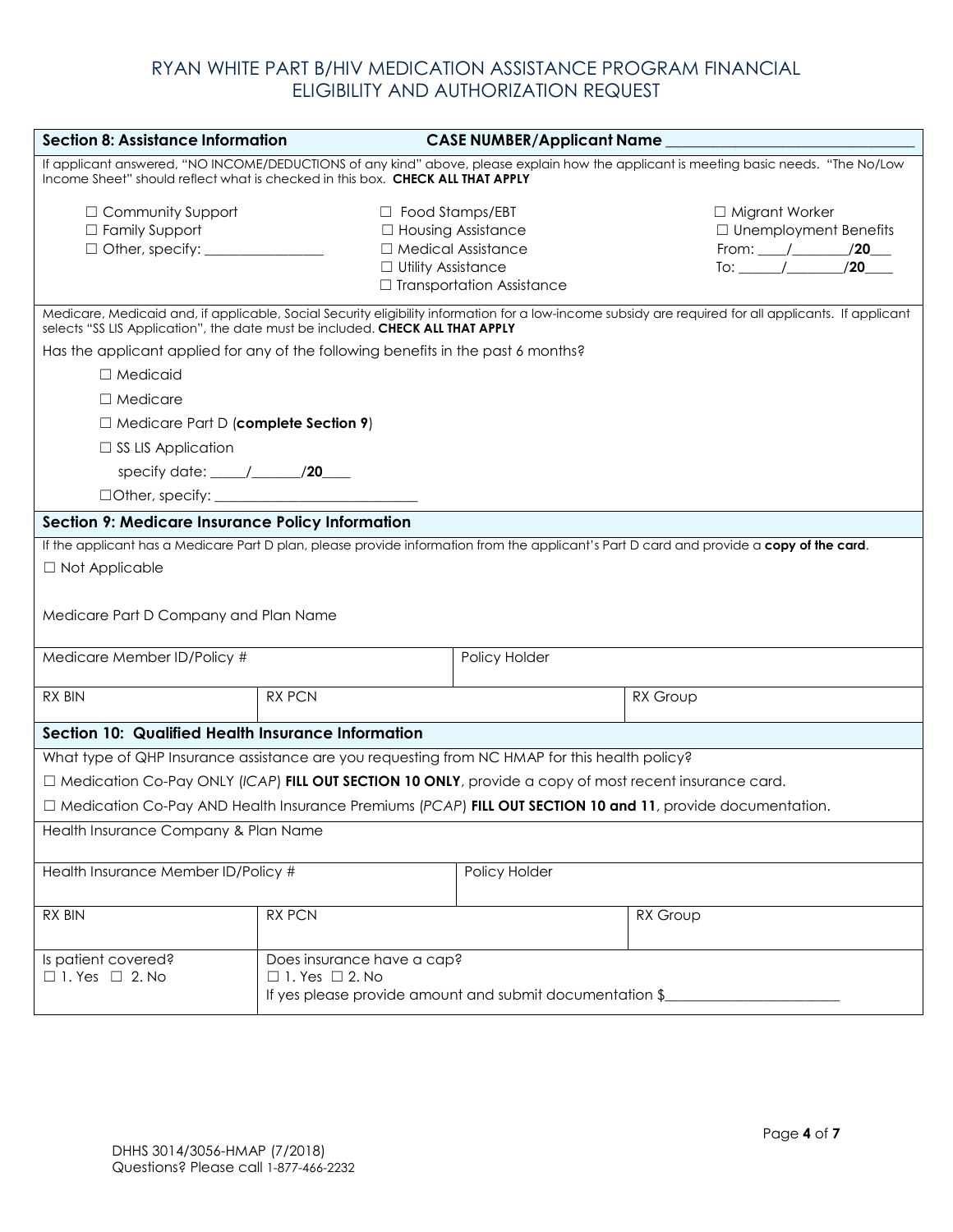# RYAN WHITE PART B/HIV MEDICATION ASSISTANCE PROGRAM FINANCIAL ELIGIBILITY AND AUTHORIZATION REQUEST

## Section 8: Assistance Information

**CASE NUMBER/Applicant Name** ________________________________

If applicant answered, "NO INCOME/DEDUCTIONS of any kind" above, please explain how the applicant is meeting basic needs. "The No/Low Income Sheet" should reflect what is checked in this box. **CHECK ALL THAT APPLY**

☐ Community Support
☐ Family Support
☐ Other, specify: ________________

☐ Food Stamps/EBT
☐ Housing Assistance
☐ Medical Assistance
☐ Utility Assistance
☐ Transportation Assistance

☐ Migrant Worker
☐ Unemployment Benefits
From: ____/________/**20**___
To: ______/________/**20**____

Medicare, Medicaid and, if applicable, Social Security eligibility information for a low-income subsidy are required for all applicants. If applicant selects "SS LIS Application", the date must be included. **CHECK ALL THAT APPLY**

Has the applicant applied for any of the following benefits in the past 6 months?

☐ Medicaid

☐ Medicare

☐ Medicare Part D (**complete Section 9**)

☐ SS LIS Application

specify date: _____/_______/**20**____

☐Other, specify: ___________________________

## Section 9: Medicare Insurance Policy Information

If the applicant has a Medicare Part D plan, please provide information from the applicant's Part D card and provide a **copy of the card**.

☐ Not Applicable

Medicare Part D Company and Plan Name

| Medicare Member ID/Policy # | | Policy Holder |
|---|---|---|
| RX BIN | RX PCN | RX Group |

## Section 10: Qualified Health Insurance Information

What type of QHP Insurance assistance are you requesting from NC HMAP for this health policy?

☐ Medication Co-Pay ONLY (*ICAP*) **FILL OUT SECTION 10 ONLY**, provide a copy of most recent insurance card.

☐ Medication Co-Pay AND Health Insurance Premiums (*PCAP*) **FILL OUT SECTION 10 and 11**, provide documentation.

Health Insurance Company & Plan Name

| Health Insurance Member ID/Policy # | | Policy Holder |
|---|---|---|
| RX BIN | RX PCN | RX Group |
| Is patient covered?<br>☐ 1. Yes ☐ 2. No | Does insurance have a cap?<br>☐ 1. Yes ☐ 2. No<br>If yes please provide amount and submit documentation $_______________________ | |

DHHS 3014/3056-HMAP (7/2018)
Questions? Please call 1-877-466-2232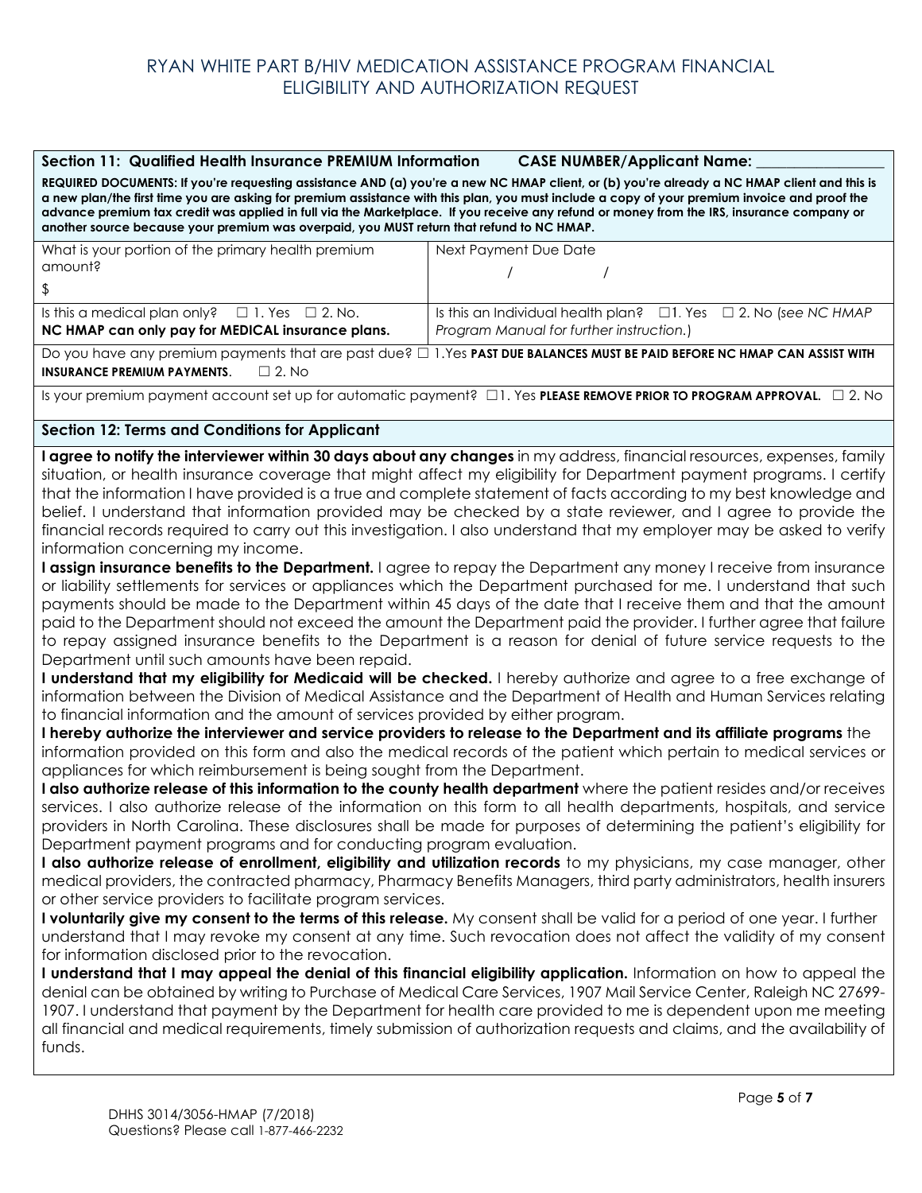# RYAN WHITE PART B/HIV MEDICATION ASSISTANCE PROGRAM FINANCIAL ELIGIBILITY AND AUTHORIZATION REQUEST

## Section 11: Qualified Health Insurance PREMIUM Information

**CASE NUMBER/Applicant Name: ________________**

**REQUIRED DOCUMENTS: If you're requesting assistance AND (a) you're a new NC HMAP client, or (b) you're already a NC HMAP client and this is a new plan/the first time you are asking for premium assistance with this plan, you must include a copy of your premium invoice and proof the advance premium tax credit was applied in full via the Marketplace. If you receive any refund or money from the IRS, insurance company or another source because your premium was overpaid, you MUST return that refund to NC HMAP.**

| What is your portion of the primary health premium amount? $ | Next Payment Due Date / / |
|---|---|
| Is this a medical plan only? ☐ 1. Yes ☐ 2. No. **NC HMAP can only pay for MEDICAL insurance plans.** | Is this an Individual health plan? ☐1. Yes ☐ 2. No (*see NC HMAP Program Manual for further instruction.*) |

Do you have any premium payments that are past due? ☐ 1.Yes **PAST DUE BALANCES MUST BE PAID BEFORE NC HMAP CAN ASSIST WITH INSURANCE PREMIUM PAYMENTS**. ☐ 2. No

Is your premium payment account set up for automatic payment? ☐1. Yes **PLEASE REMOVE PRIOR TO PROGRAM APPROVAL.** ☐ 2. No

## Section 12: Terms and Conditions for Applicant

**I agree to notify the interviewer within 30 days about any changes** in my address, financial resources, expenses, family situation, or health insurance coverage that might affect my eligibility for Department payment programs. I certify that the information I have provided is a true and complete statement of facts according to my best knowledge and belief. I understand that information provided may be checked by a state reviewer, and I agree to provide the financial records required to carry out this investigation. I also understand that my employer may be asked to verify information concerning my income.

**I assign insurance benefits to the Department.** I agree to repay the Department any money I receive from insurance or liability settlements for services or appliances which the Department purchased for me. I understand that such payments should be made to the Department within 45 days of the date that I receive them and that the amount paid to the Department should not exceed the amount the Department paid the provider. I further agree that failure to repay assigned insurance benefits to the Department is a reason for denial of future service requests to the Department until such amounts have been repaid.

**I understand that my eligibility for Medicaid will be checked.** I hereby authorize and agree to a free exchange of information between the Division of Medical Assistance and the Department of Health and Human Services relating to financial information and the amount of services provided by either program.

**I hereby authorize the interviewer and service providers to release to the Department and its affiliate programs** the information provided on this form and also the medical records of the patient which pertain to medical services or appliances for which reimbursement is being sought from the Department.

**I also authorize release of this information to the county health department** where the patient resides and/or receives services. I also authorize release of the information on this form to all health departments, hospitals, and service providers in North Carolina. These disclosures shall be made for purposes of determining the patient's eligibility for Department payment programs and for conducting program evaluation.

**I also authorize release of enrollment, eligibility and utilization records** to my physicians, my case manager, other medical providers, the contracted pharmacy, Pharmacy Benefits Managers, third party administrators, health insurers or other service providers to facilitate program services.

**I voluntarily give my consent to the terms of this release.** My consent shall be valid for a period of one year. I further understand that I may revoke my consent at any time. Such revocation does not affect the validity of my consent for information disclosed prior to the revocation.

**I understand that I may appeal the denial of this financial eligibility application.** Information on how to appeal the denial can be obtained by writing to Purchase of Medical Care Services, 1907 Mail Service Center, Raleigh NC 27699-1907. I understand that payment by the Department for health care provided to me is dependent upon me meeting all financial and medical requirements, timely submission of authorization requests and claims, and the availability of funds.

DHHS 3014/3056-HMAP (7/2018)
Questions? Please call 1-877-466-2232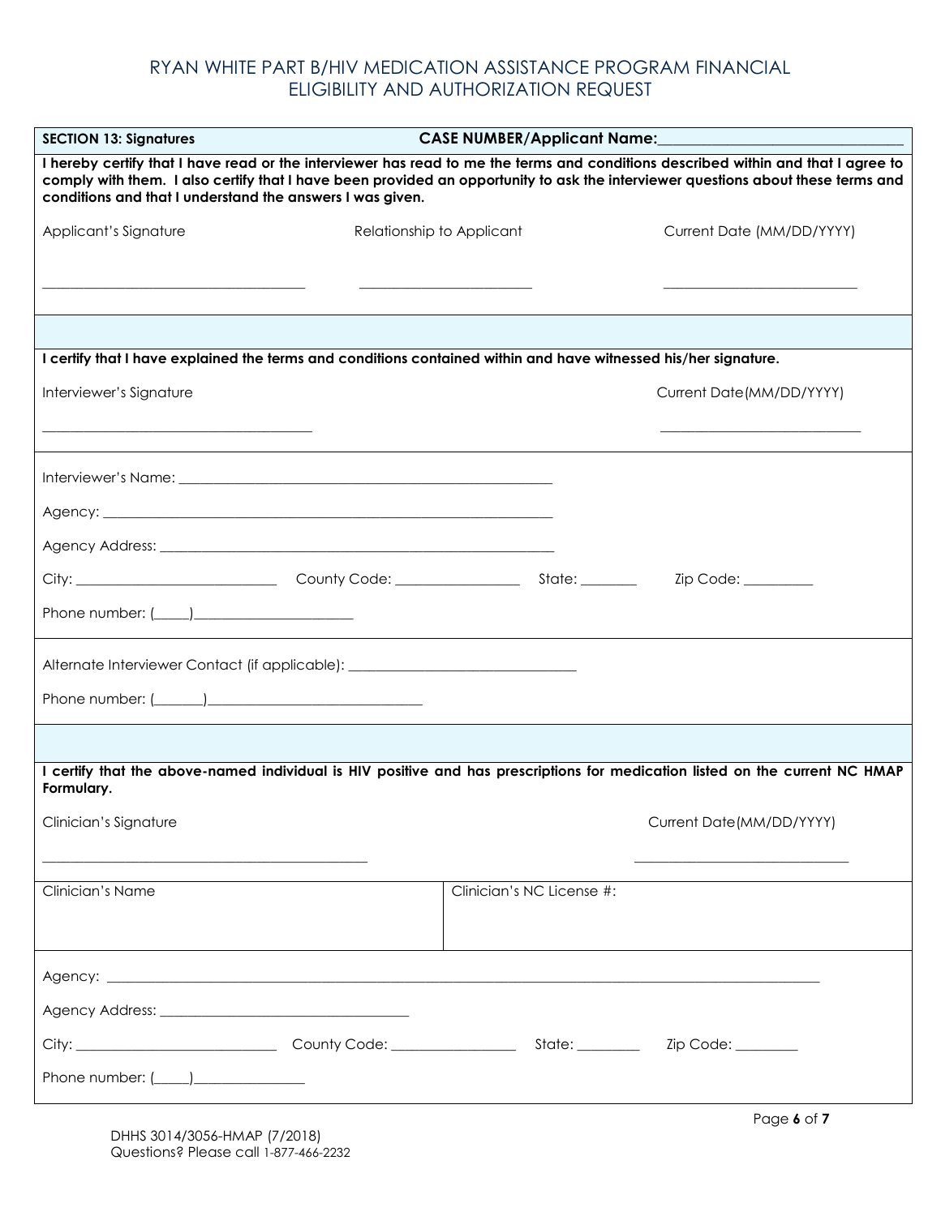# RYAN WHITE PART B/HIV MEDICATION ASSISTANCE PROGRAM FINANCIAL ELIGIBILITY AND AUTHORIZATION REQUEST

**SECTION 13: Signatures** **CASE NUMBER/Applicant Name:**________________________________

**I hereby certify that I have read or the interviewer has read to me the terms and conditions described within and that I agree to comply with them. I also certify that I have been provided an opportunity to ask the interviewer questions about these terms and conditions and that I understand the answers I was given.**

| Applicant's Signature | Relationship to Applicant | Current Date (MM/DD/YYYY) |
|---|---|---|
| ___________________________________ | ________________________ | ___________________________ |

**I certify that I have explained the terms and conditions contained within and have witnessed his/her signature.**

| Interviewer's Signature | Current Date(MM/DD/YYYY) |
|---|---|
| ______________________________________ | ____________________________ |

Interviewer's Name: _____________________________________________________

Agency: _______________________________________________________________

Agency Address: _________________________________________________________

City: ____________________________ County Code: _________________ State: ________ Zip Code: __________

Phone number: (_____)______________________

Alternate Interviewer Contact (if applicable): ________________________________

Phone number: (_______)______________________________

**I certify that the above-named individual is HIV positive and has prescriptions for medication listed on the current NC HMAP Formulary.**

| Clinician's Signature | Current Date(MM/DD/YYYY) |
|---|---|
| ______________________________________________ | ______________________________ |

| Clinician's Name | Clinician's NC License #: |
|---|---|
| | |

Agency: _______________________________________________________________________________________________

Agency Address: ___________________________________

City: ____________________________ County Code: _________________ State: _________ Zip Code: _________

Phone number: (_____)_______________

DHHS 3014/3056-HMAP (7/2018)
Questions? Please call 1-877-466-2232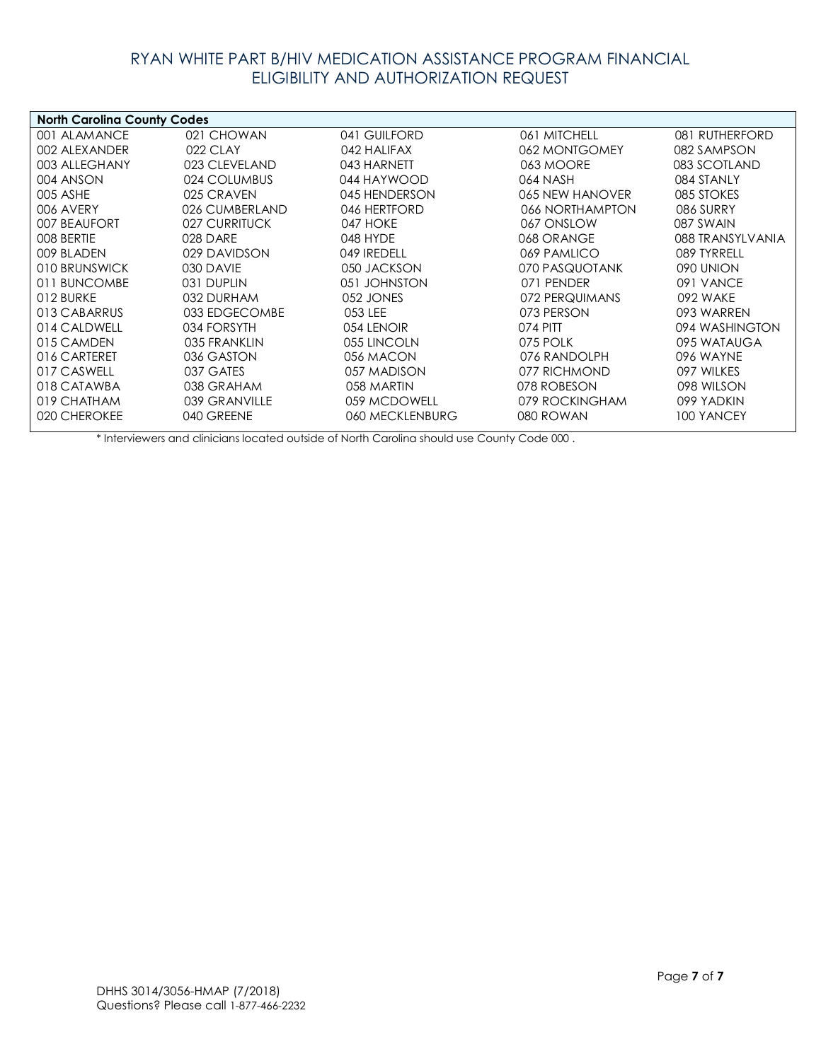# RYAN WHITE PART B/HIV MEDICATION ASSISTANCE PROGRAM FINANCIAL ELIGIBILITY AND AUTHORIZATION REQUEST

| **North Carolina County Codes** | | | | |
|---|---|---|---|---|
| 001 ALAMANCE | 021 CHOWAN | 041 GUILFORD | 061 MITCHELL | 081 RUTHERFORD |
| 002 ALEXANDER | 022 CLAY | 042 HALIFAX | 062 MONTGOMEY | 082 SAMPSON |
| 003 ALLEGHANY | 023 CLEVELAND | 043 HARNETT | 063 MOORE | 083 SCOTLAND |
| 004 ANSON | 024 COLUMBUS | 044 HAYWOOD | 064 NASH | 084 STANLY |
| 005 ASHE | 025 CRAVEN | 045 HENDERSON | 065 NEW HANOVER | 085 STOKES |
| 006 AVERY | 026 CUMBERLAND | 046 HERTFORD | 066 NORTHAMPTON | 086 SURRY |
| 007 BEAUFORT | 027 CURRITUCK | 047 HOKE | 067 ONSLOW | 087 SWAIN |
| 008 BERTIE | 028 DARE | 048 HYDE | 068 ORANGE | 088 TRANSYLVANIA |
| 009 BLADEN | 029 DAVIDSON | 049 IREDELL | 069 PAMLICO | 089 TYRRELL |
| 010 BRUNSWICK | 030 DAVIE | 050 JACKSON | 070 PASQUOTANK | 090 UNION |
| 011 BUNCOMBE | 031 DUPLIN | 051 JOHNSTON | 071 PENDER | 091 VANCE |
| 012 BURKE | 032 DURHAM | 052 JONES | 072 PERQUIMANS | 092 WAKE |
| 013 CABARRUS | 033 EDGECOMBE | 053 LEE | 073 PERSON | 093 WARREN |
| 014 CALDWELL | 034 FORSYTH | 054 LENOIR | 074 PITT | 094 WASHINGTON |
| 015 CAMDEN | 035 FRANKLIN | 055 LINCOLN | 075 POLK | 095 WATAUGA |
| 016 CARTERET | 036 GASTON | 056 MACON | 076 RANDOLPH | 096 WAYNE |
| 017 CASWELL | 037 GATES | 057 MADISON | 077 RICHMOND | 097 WILKES |
| 018 CATAWBA | 038 GRAHAM | 058 MARTIN | 078 ROBESON | 098 WILSON |
| 019 CHATHAM | 039 GRANVILLE | 059 MCDOWELL | 079 ROCKINGHAM | 099 YADKIN |
| 020 CHEROKEE | 040 GREENE | 060 MECKLENBURG | 080 ROWAN | 100 YANCEY |

* Interviewers and clinicians located outside of North Carolina should use County Code 000 .

DHHS 3014/3056-HMAP (7/2018)
Questions? Please call 1-877-466-2232